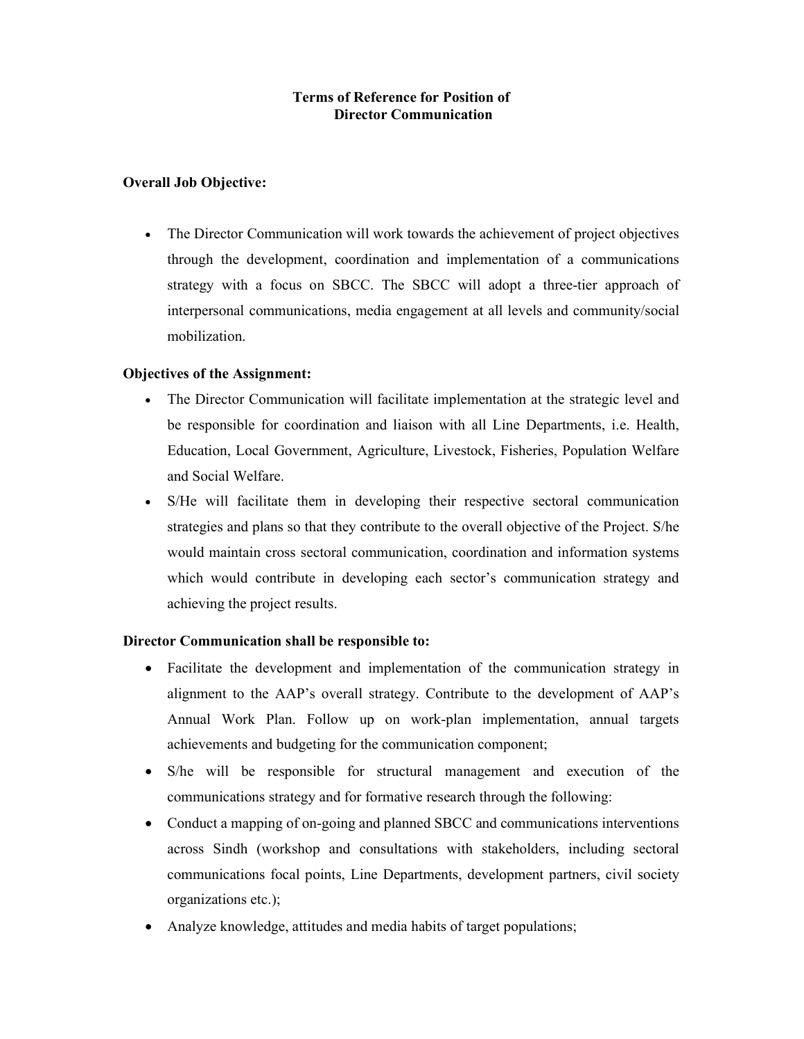# Terms of Reference for Position of Director Communication

### Overall Job Objective:

- The Director Communication will work towards the achievement of project objectives through the development, coordination and implementation of a communications strategy with a focus on SBCC. The SBCC will adopt a three-tier approach of interpersonal communications, media engagement at all levels and community/social mobilization.

### Objectives of the Assignment:

- The Director Communication will facilitate implementation at the strategic level and be responsible for coordination and liaison with all Line Departments, i.e. Health, Education, Local Government, Agriculture, Livestock, Fisheries, Population Welfare and Social Welfare.
- S/He will facilitate them in developing their respective sectoral communication strategies and plans so that they contribute to the overall objective of the Project. S/he would maintain cross sectoral communication, coordination and information systems which would contribute in developing each sector's communication strategy and achieving the project results.

### Director Communication shall be responsible to:

- Facilitate the development and implementation of the communication strategy in alignment to the AAP's overall strategy. Contribute to the development of AAP's Annual Work Plan. Follow up on work-plan implementation, annual targets achievements and budgeting for the communication component;
- S/he will be responsible for structural management and execution of the communications strategy and for formative research through the following:
- Conduct a mapping of on-going and planned SBCC and communications interventions across Sindh (workshop and consultations with stakeholders, including sectoral communications focal points, Line Departments, development partners, civil society organizations etc.);
- Analyze knowledge, attitudes and media habits of target populations;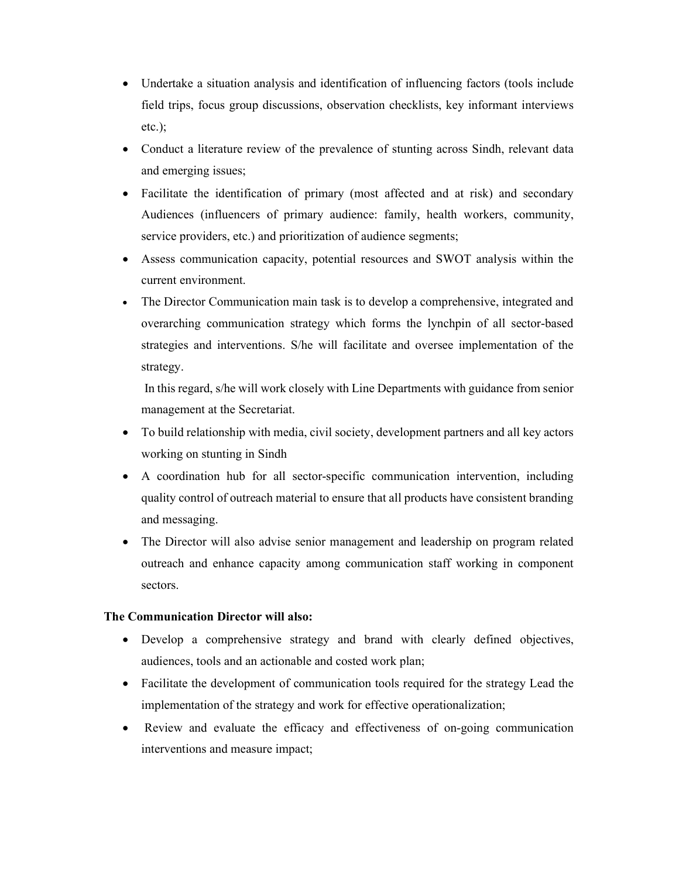- Undertake a situation analysis and identification of influencing factors (tools include field trips, focus group discussions, observation checklists, key informant interviews etc.);
- Conduct a literature review of the prevalence of stunting across Sindh, relevant data and emerging issues;
- Facilitate the identification of primary (most affected and at risk) and secondary Audiences (influencers of primary audience: family, health workers, community, service providers, etc.) and prioritization of audience segments;
- Assess communication capacity, potential resources and SWOT analysis within the current environment.
- The Director Communication main task is to develop a comprehensive, integrated and overarching communication strategy which forms the lynchpin of all sector-based strategies and interventions. S/he will facilitate and oversee implementation of the strategy.

  In this regard, s/he will work closely with Line Departments with guidance from senior management at the Secretariat.
- To build relationship with media, civil society, development partners and all key actors working on stunting in Sindh
- A coordination hub for all sector-specific communication intervention, including quality control of outreach material to ensure that all products have consistent branding and messaging.
- The Director will also advise senior management and leadership on program related outreach and enhance capacity among communication staff working in component sectors.

**The Communication Director will also:**

- Develop a comprehensive strategy and brand with clearly defined objectives, audiences, tools and an actionable and costed work plan;
- Facilitate the development of communication tools required for the strategy Lead the implementation of the strategy and work for effective operationalization;
- Review and evaluate the efficacy and effectiveness of on-going communication interventions and measure impact;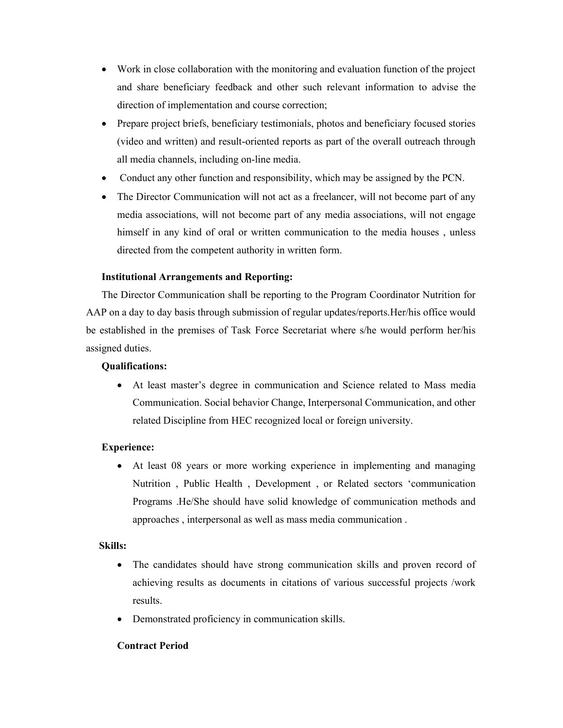- Work in close collaboration with the monitoring and evaluation function of the project and share beneficiary feedback and other such relevant information to advise the direction of implementation and course correction;
- Prepare project briefs, beneficiary testimonials, photos and beneficiary focused stories (video and written) and result-oriented reports as part of the overall outreach through all media channels, including on-line media.
- Conduct any other function and responsibility, which may be assigned by the PCN.
- The Director Communication will not act as a freelancer, will not become part of any media associations, will not become part of any media associations, will not engage himself in any kind of oral or written communication to the media houses , unless directed from the competent authority in written form.

**Institutional Arrangements and Reporting:**

The Director Communication shall be reporting to the Program Coordinator Nutrition for AAP on a day to day basis through submission of regular updates/reports.Her/his office would be established in the premises of Task Force Secretariat where s/he would perform her/his assigned duties.

**Qualifications:**

- At least master's degree in communication and Science related to Mass media Communication. Social behavior Change, Interpersonal Communication, and other related Discipline from HEC recognized local or foreign university.

**Experience:**

- At least 08 years or more working experience in implementing and managing Nutrition , Public Health , Development , or Related sectors 'communication Programs .He/She should have solid knowledge of communication methods and approaches , interpersonal as well as mass media communication .

**Skills:**

- The candidates should have strong communication skills and proven record of achieving results as documents in citations of various successful projects /work results.
- Demonstrated proficiency in communication skills.

**Contract Period**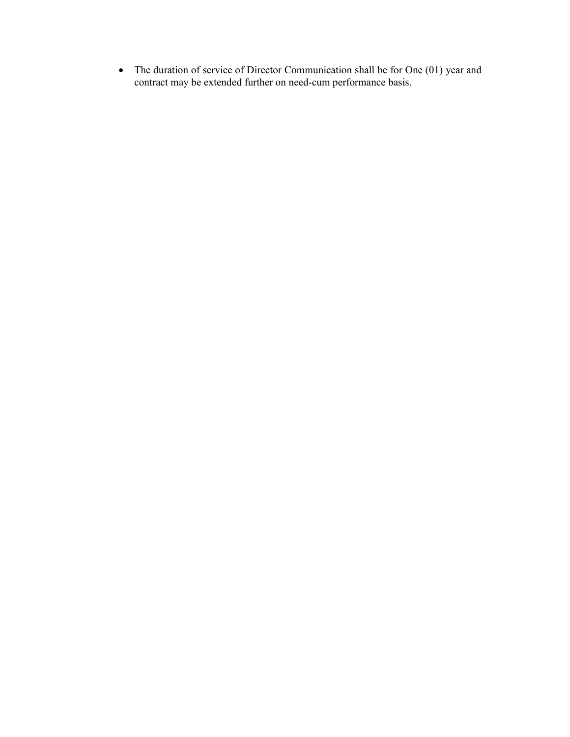- The duration of service of Director Communication shall be for One (01) year and contract may be extended further on need-cum performance basis.